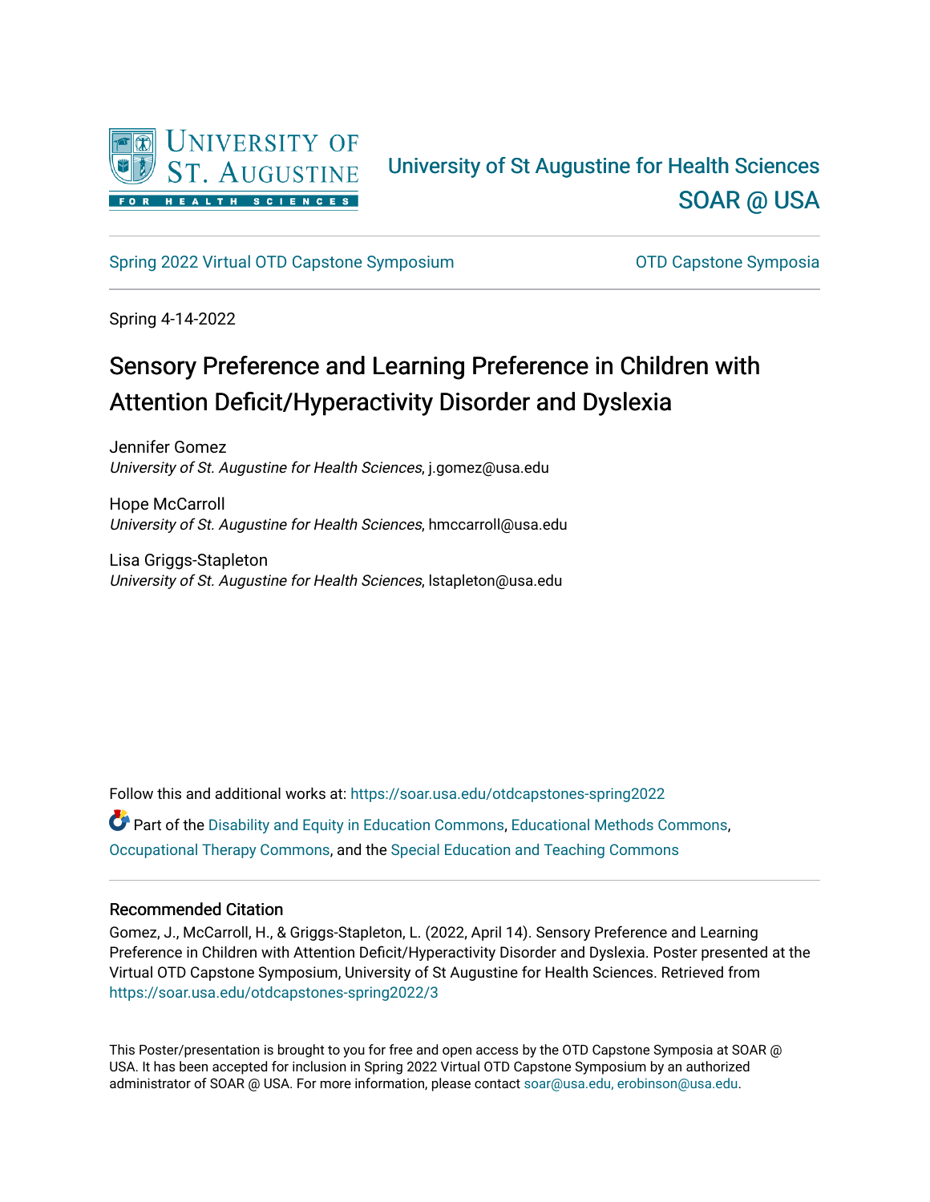University of St Augustine for Health Sciences

SOAR @ USA

Spring 2022 Virtual OTD Capstone Symposium | OTD Capstone Symposia

Spring 4-14-2022

# Sensory Preference and Learning Preference in Children with Attention Deficit/Hyperactivity Disorder and Dyslexia

Jennifer Gomez
*University of St. Augustine for Health Sciences*, j.gomez@usa.edu

Hope McCarroll
*University of St. Augustine for Health Sciences*, hmccarroll@usa.edu

Lisa Griggs-Stapleton
*University of St. Augustine for Health Sciences*, lstapleton@usa.edu

Follow this and additional works at: https://soar.usa.edu/otdcapstones-spring2022

Part of the Disability and Equity in Education Commons, Educational Methods Commons, Occupational Therapy Commons, and the Special Education and Teaching Commons

## Recommended Citation

Gomez, J., McCarroll, H., & Griggs-Stapleton, L. (2022, April 14). Sensory Preference and Learning Preference in Children with Attention Deficit/Hyperactivity Disorder and Dyslexia. Poster presented at the Virtual OTD Capstone Symposium, University of St Augustine for Health Sciences. Retrieved from https://soar.usa.edu/otdcapstones-spring2022/3

This Poster/presentation is brought to you for free and open access by the OTD Capstone Symposia at SOAR @ USA. It has been accepted for inclusion in Spring 2022 Virtual OTD Capstone Symposium by an authorized administrator of SOAR @ USA. For more information, please contact soar@usa.edu, erobinson@usa.edu.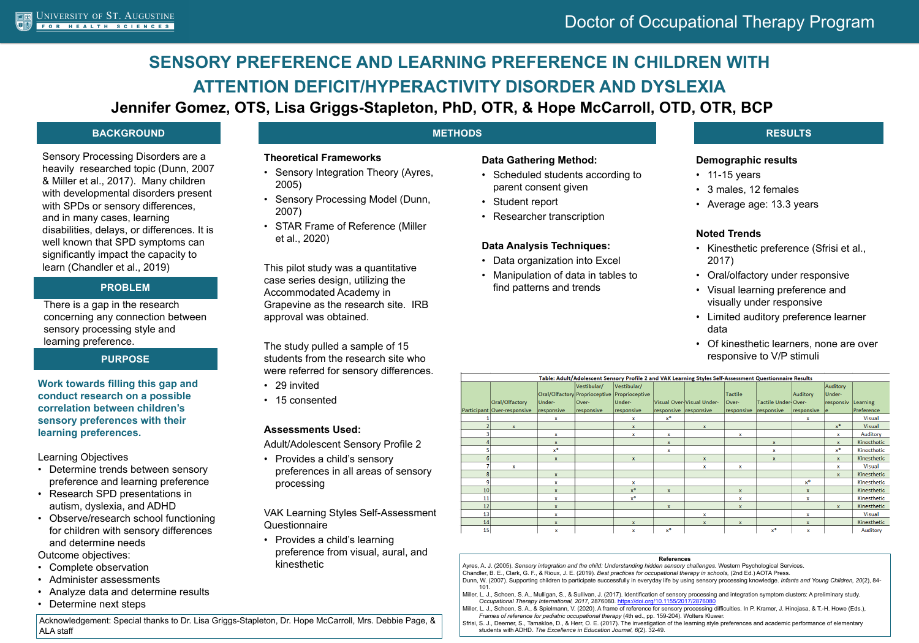Doctor of Occupational Therapy Program

# SENSORY PREFERENCE AND LEARNING PREFERENCE IN CHILDREN WITH ATTENTION DEFICIT/HYPERACTIVITY DISORDER AND DYSLEXIA

**Jennifer Gomez, OTS, Lisa Griggs-Stapleton, PhD, OTR, & Hope McCarroll, OTD, OTR, BCP**

## BACKGROUND

Sensory Processing Disorders are a heavily researched topic (Dunn, 2007 & Miller et al., 2017). Many children with developmental disorders present with SPDs or sensory differences, and in many cases, learning disabilities, delays, or differences. It is well known that SPD symptoms can significantly impact the capacity to learn (Chandler et al., 2019)

## PROBLEM

There is a gap in the research concerning any connection between sensory processing style and learning preference.

## PURPOSE

**Work towards filling this gap and conduct research on a possible correlation between children's sensory preferences with their learning preferences.**

Learning Objectives

- Determine trends between sensory preference and learning preference
- Research SPD presentations in autism, dyslexia, and ADHD
- Observe/research school functioning for children with sensory differences and determine needs

Outcome objectives:

- Complete observation
- Administer assessments
- Analyze data and determine results
- Determine next steps

## METHODS

### Theoretical Frameworks

- Sensory Integration Theory (Ayres, 2005)
- Sensory Processing Model (Dunn, 2007)
- STAR Frame of Reference (Miller et al., 2020)

This pilot study was a quantitative case series design, utilizing the Accommodated Academy in Grapevine as the research site. IRB approval was obtained.

The study pulled a sample of 15 students from the research site who were referred for sensory differences.

- 29 invited
- 15 consented

### Assessments Used:

Adult/Adolescent Sensory Profile 2

- Provides a child's sensory preferences in all areas of sensory processing

VAK Learning Styles Self-Assessment Questionnaire

- Provides a child's learning preference from visual, aural, and kinesthetic

### Data Gathering Method:

- Scheduled students according to parent consent given
- Student report
- Researcher transcription

### Data Analysis Techniques:

- Data organization into Excel
- Manipulation of data in tables to find patterns and trends

## RESULTS

### Demographic results

- 11-15 years
- 3 males, 12 females
- Average age: 13.3 years

### Noted Trends

- Kinesthetic preference (Sfrisi et al., 2017)
- Oral/olfactory under responsive
- Visual learning preference and visually under responsive
- Limited auditory preference learner data
- Of kinesthetic learners, none are over responsive to V/P stimuli

**Table: Adult/Adolescent Sensory Profile 2 and VAK Learning Styles Self-Assessment Questionnaire Results**

| Participant | Oral/Olfactory Over-responsive | Oral/Olfactory Under-responsive | Vestibular/ Proprioceptive Over-responsive | Vestibular/ Proprioceptive Under-responsive | Visual Over-responsive | Visual Under-responsive | Tactile Over-responsive | Tactile Under-responsive | Auditory Over-responsive | Auditory Under-responsive | Learning Preference |
|---|---|---|---|---|---|---|---|---|---|---|---|
| 1 | | x | | x | x* | | | | x | | Visual |
| 2 | x | | | x | | x | | | | x* | Visual |
| 3 | | x | | x | x | | x | | | x | Auditory |
| 4 | | x | | | x | | | x | | x | Kinesthetic |
| 5 | | x* | | | x | | | x | | x* | Kinesthetic |
| 6 | | x | | x | | x | | x | | x | Kinesthetic |
| 7 | x | | | | | x | x | | | x | Visual |
| 8 | | x | | | | | | | | x | Kinesthetic |
| 9 | | x | | x | | | | | x* | | Kinesthetic |
| 10 | | x | | x* | x | | x | | x | | Kinesthetic |
| 11 | | x | | x* | | | x | | x | | Kinesthetic |
| 12 | | x | | | x | | x | | | x | Kinesthetic |
| 13 | | x | | | | x | | | x | | Visual |
| 14 | | x | | x | | x | x | | x | | Kinesthetic |
| 15 | | x | | x | x* | | | x* | x | | Auditory |

Acknowledgement: Special thanks to Dr. Lisa Griggs-Stapleton, Dr. Hope McCarroll, Mrs. Debbie Page, & ALA staff

### References

Ayres, A. J. (2005). *Sensory integration and the child: Understanding hidden sensory challenges.* Western Psychological Services.

Chandler, B. E., Clark, G. F., & Rioux, J. E. (2019). *Best practices for occupational therapy in schools,* (2nd Ed.) AOTA Press.

Dunn, W. (2007). Supporting children to participate successfully in everyday life by using sensory processing knowledge. *Infants and Young Children, 20*(2), 84-101.

Miller, L. J., Schoen, S. A., Mulligan, S., & Sullivan, J. (2017). Identification of sensory processing and integration symptom clusters: A preliminary study. *Occupational Therapy International, 2017,* 2876080. https://doi.org/10.1155/2017/2876080

Miller, L. J., Schoen, S. A., & Spielmann, V. (2020). A frame of reference for sensory processing difficulties. In P. Kramer, J. Hinojasa, & T.-H. Howe (Eds.), *Frames of reference for pediatric occupational therapy* (4th ed., pp. 159-204). Wolters Kluwer.

Sfrisi, S. J., Deemer, S., Tamakloe, D., & Herr, O. E. (2017). The investigation of the learning style preferences and academic performance of elementary students with ADHD. *The Excellence in Education Journal, 6*(2). 32-49.